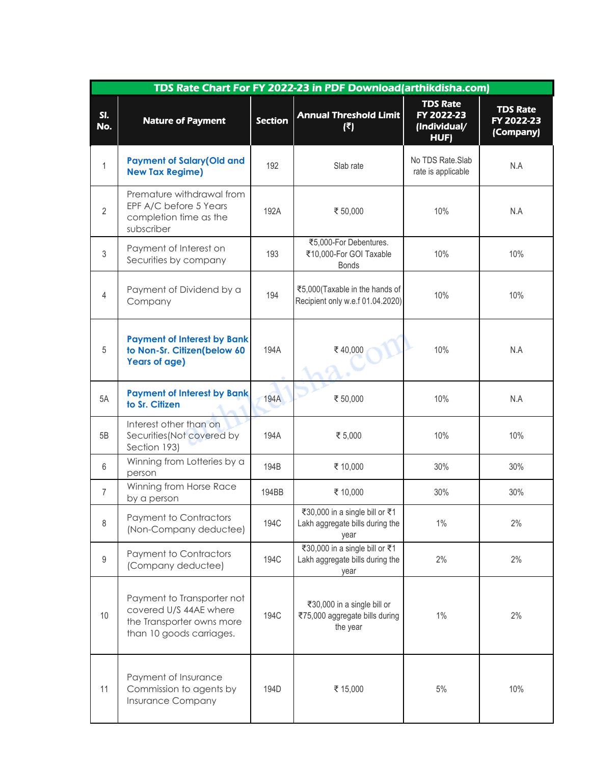| TDS Rate Chart For FY 2022-23 in PDF Download(arthikdisha.com) | | | | | |
|---|---|---|---|---|---|
| **Sl. No.** | **Nature of Payment** | **Section** | **Annual Threshold Limit (₹)** | **TDS Rate FY 2022-23 (Individual/ HUF)** | **TDS Rate FY 2022-23 (Company)** |
| 1 | **Payment of Salary(Old and New Tax Regime)** | 192 | Slab rate | No TDS Rate.Slab rate is applicable | N.A |
| 2 | Premature withdrawal from EPF A/C before 5 Years completion time as the subscriber | 192A | ₹ 50,000 | 10% | N.A |
| 3 | Payment of Interest on Securities by company | 193 | ₹5,000-For Debentures. ₹10,000-For GOI Taxable Bonds | 10% | 10% |
| 4 | Payment of Dividend by a Company | 194 | ₹5,000(Taxable in the hands of Recipient only w.e.f 01.04.2020) | 10% | 10% |
| 5 | **Payment of Interest by Bank to Non-Sr. Citizen(below 60 Years of age)** | 194A | ₹ 40,000 | 10% | N.A |
| 5A | **Payment of Interest by Bank to Sr. Citizen** | 194A | ₹ 50,000 | 10% | N.A |
| 5B | Interest other than on Securities(Not covered by Section 193) | 194A | ₹ 5,000 | 10% | 10% |
| 6 | Winning from Lotteries by a person | 194B | ₹ 10,000 | 30% | 30% |
| 7 | Winning from Horse Race by a person | 194BB | ₹ 10,000 | 30% | 30% |
| 8 | Payment to Contractors (Non-Company deductee) | 194C | ₹30,000 in a single bill or ₹1 Lakh aggregate bills during the year | 1% | 2% |
| 9 | Payment to Contractors (Company deductee) | 194C | ₹30,000 in a single bill or ₹1 Lakh aggregate bills during the year | 2% | 2% |
| 10 | Payment to Transporter not covered U/S 44AE where the Transporter owns more than 10 goods carriages. | 194C | ₹30,000 in a single bill or ₹75,000 aggregate bills during the year | 1% | 2% |
| 11 | Payment of Insurance Commission to agents by Insurance Company | 194D | ₹ 15,000 | 5% | 10% |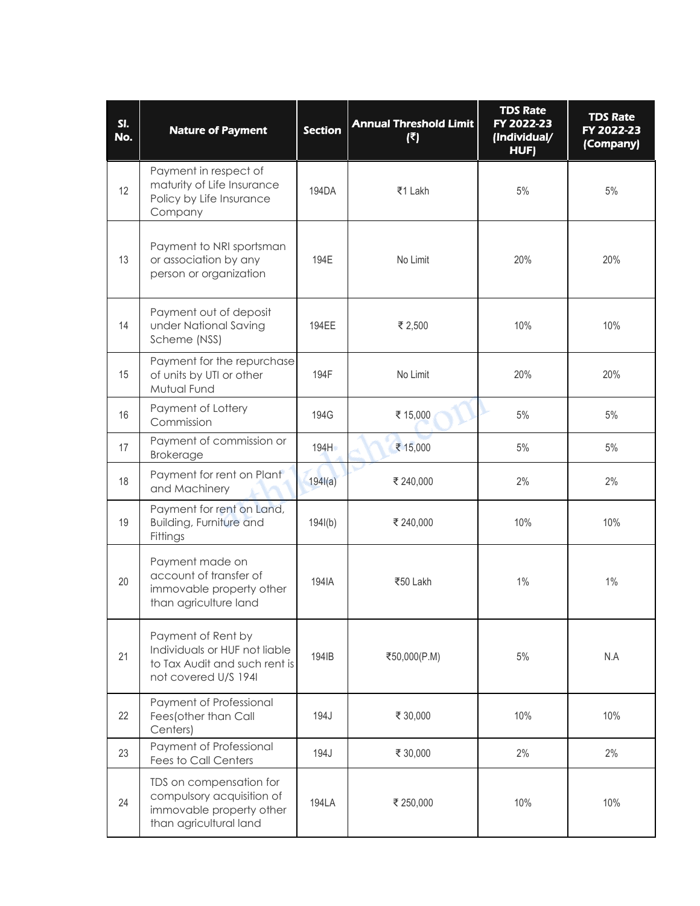| Sl. No. | Nature of Payment | Section | Annual Threshold Limit (₹) | TDS Rate FY 2022-23 (Individual/ HUF) | TDS Rate FY 2022-23 (Company) |
|---|---|---|---|---|---|
| 12 | Payment in respect of maturity of Life Insurance Policy by Life Insurance Company | 194DA | ₹1 Lakh | 5% | 5% |
| 13 | Payment to NRI sportsman or association by any person or organization | 194E | No Limit | 20% | 20% |
| 14 | Payment out of deposit under National Saving Scheme (NSS) | 194EE | ₹ 2,500 | 10% | 10% |
| 15 | Payment for the repurchase of units by UTI or other Mutual Fund | 194F | No Limit | 20% | 20% |
| 16 | Payment of Lottery Commission | 194G | ₹ 15,000 | 5% | 5% |
| 17 | Payment of commission or Brokerage | 194H | ₹ 15,000 | 5% | 5% |
| 18 | Payment for rent on Plant and Machinery | 194I(a) | ₹ 240,000 | 2% | 2% |
| 19 | Payment for rent on Land, Building, Furniture and Fittings | 194I(b) | ₹ 240,000 | 10% | 10% |
| 20 | Payment made on account of transfer of immovable property other than agriculture land | 194IA | ₹50 Lakh | 1% | 1% |
| 21 | Payment of Rent by Individuals or HUF not liable to Tax Audit and such rent is not covered U/S 194I | 194IB | ₹50,000(P.M) | 5% | N.A |
| 22 | Payment of Professional Fees(other than Call Centers) | 194J | ₹ 30,000 | 10% | 10% |
| 23 | Payment of Professional Fees to Call Centers | 194J | ₹ 30,000 | 2% | 2% |
| 24 | TDS on compensation for compulsory acquisition of immovable property other than agricultural land | 194LA | ₹ 250,000 | 10% | 10% |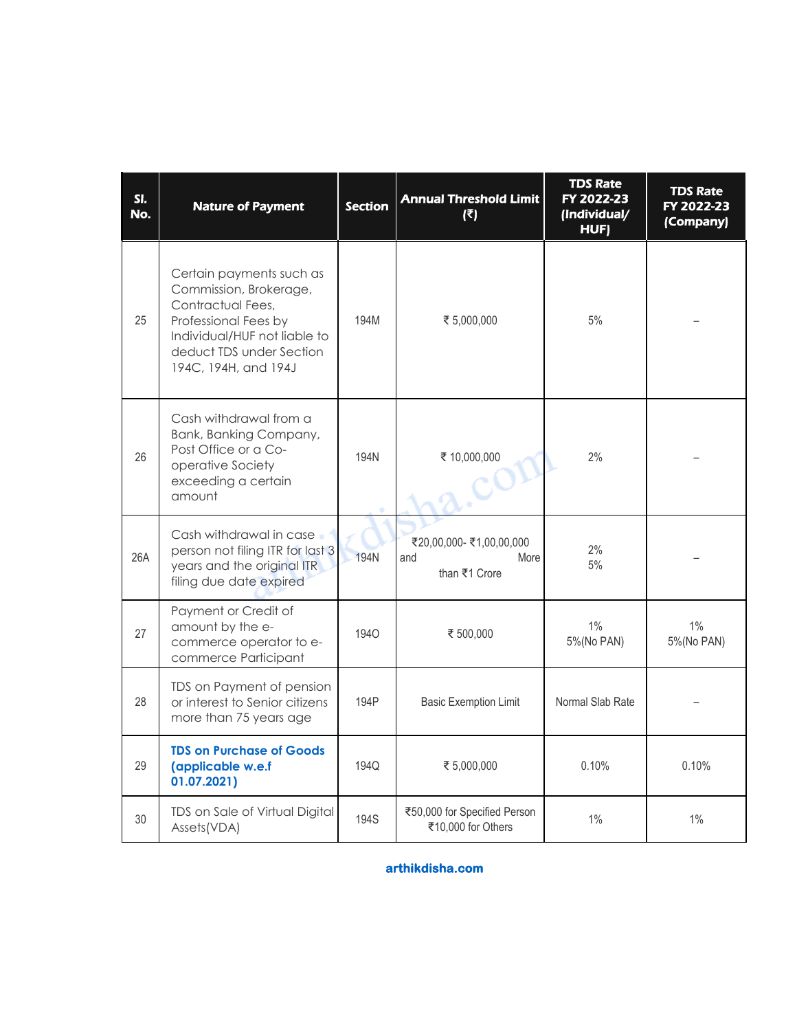| Sl. No. | Nature of Payment | Section | Annual Threshold Limit (₹) | TDS Rate FY 2022-23 (Individual/ HUF) | TDS Rate FY 2022-23 (Company) |
|---|---|---|---|---|---|
| 25 | Certain payments such as Commission, Brokerage, Contractual Fees, Professional Fees by Individual/HUF not liable to deduct TDS under Section 194C, 194H, and 194J | 194M | ₹ 5,000,000 | 5% | – |
| 26 | Cash withdrawal from a Bank, Banking Company, Post Office or a Co-operative Society exceeding a certain amount | 194N | ₹ 10,000,000 | 2% | – |
| 26A | Cash withdrawal in case person not filing ITR for last 3 years and the original ITR filing due date expired | 194N | ₹20,00,000- ₹1,00,00,000 and More than ₹1 Crore | 2%<br>5% | – |
| 27 | Payment or Credit of amount by the e-commerce operator to e-commerce Participant | 194O | ₹ 500,000 | 1%<br>5%(No PAN) | 1%<br>5%(No PAN) |
| 28 | TDS on Payment of pension or interest to Senior citizens more than 75 years age | 194P | Basic Exemption Limit | Normal Slab Rate | – |
| 29 | **TDS on Purchase of Goods (applicable w.e.f 01.07.2021)** | 194Q | ₹ 5,000,000 | 0.10% | 0.10% |
| 30 | TDS on Sale of Virtual Digital Assets(VDA) | 194S | ₹50,000 for Specified Person<br>₹10,000 for Others | 1% | 1% |

**arthikdisha.com**